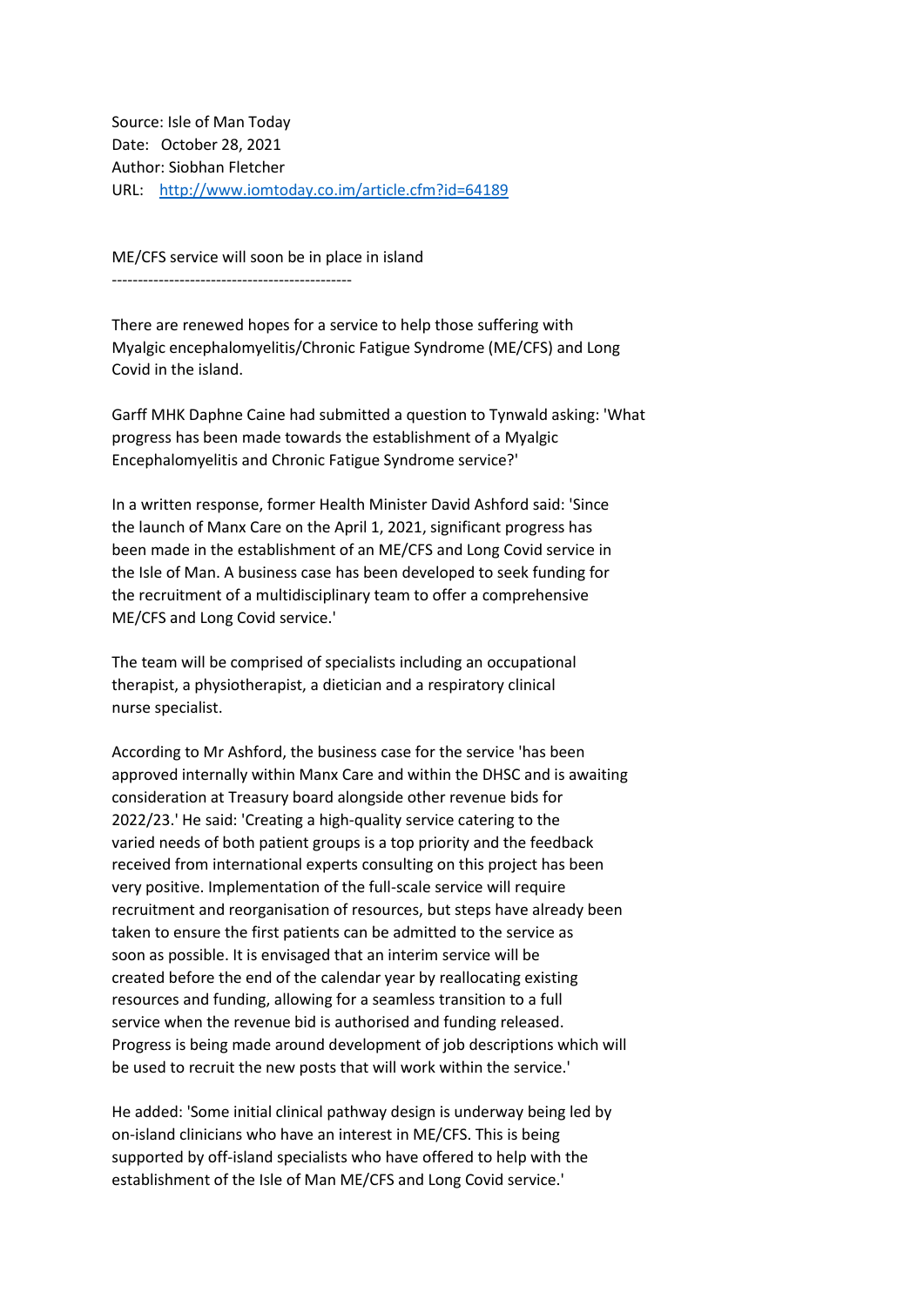Source: Isle of Man Today
Date: October 28, 2021
Author: Siobhan Fletcher
URL: [http://www.iomtoday.co.im/article.cfm?id=64189](http://www.iomtoday.co.im/article.cfm?id=64189)

ME/CFS service will soon be in place in island
----------------------------------------------

There are renewed hopes for a service to help those suffering with Myalgic encephalomyelitis/Chronic Fatigue Syndrome (ME/CFS) and Long Covid in the island.

Garff MHK Daphne Caine had submitted a question to Tynwald asking: 'What progress has been made towards the establishment of a Myalgic Encephalomyelitis and Chronic Fatigue Syndrome service?'

In a written response, former Health Minister David Ashford said: 'Since the launch of Manx Care on the April 1, 2021, significant progress has been made in the establishment of an ME/CFS and Long Covid service in the Isle of Man. A business case has been developed to seek funding for the recruitment of a multidisciplinary team to offer a comprehensive ME/CFS and Long Covid service.'

The team will be comprised of specialists including an occupational therapist, a physiotherapist, a dietician and a respiratory clinical nurse specialist.

According to Mr Ashford, the business case for the service 'has been approved internally within Manx Care and within the DHSC and is awaiting consideration at Treasury board alongside other revenue bids for 2022/23.' He said: 'Creating a high-quality service catering to the varied needs of both patient groups is a top priority and the feedback received from international experts consulting on this project has been very positive. Implementation of the full-scale service will require recruitment and reorganisation of resources, but steps have already been taken to ensure the first patients can be admitted to the service as soon as possible. It is envisaged that an interim service will be created before the end of the calendar year by reallocating existing resources and funding, allowing for a seamless transition to a full service when the revenue bid is authorised and funding released. Progress is being made around development of job descriptions which will be used to recruit the new posts that will work within the service.'

He added: 'Some initial clinical pathway design is underway being led by on-island clinicians who have an interest in ME/CFS. This is being supported by off-island specialists who have offered to help with the establishment of the Isle of Man ME/CFS and Long Covid service.'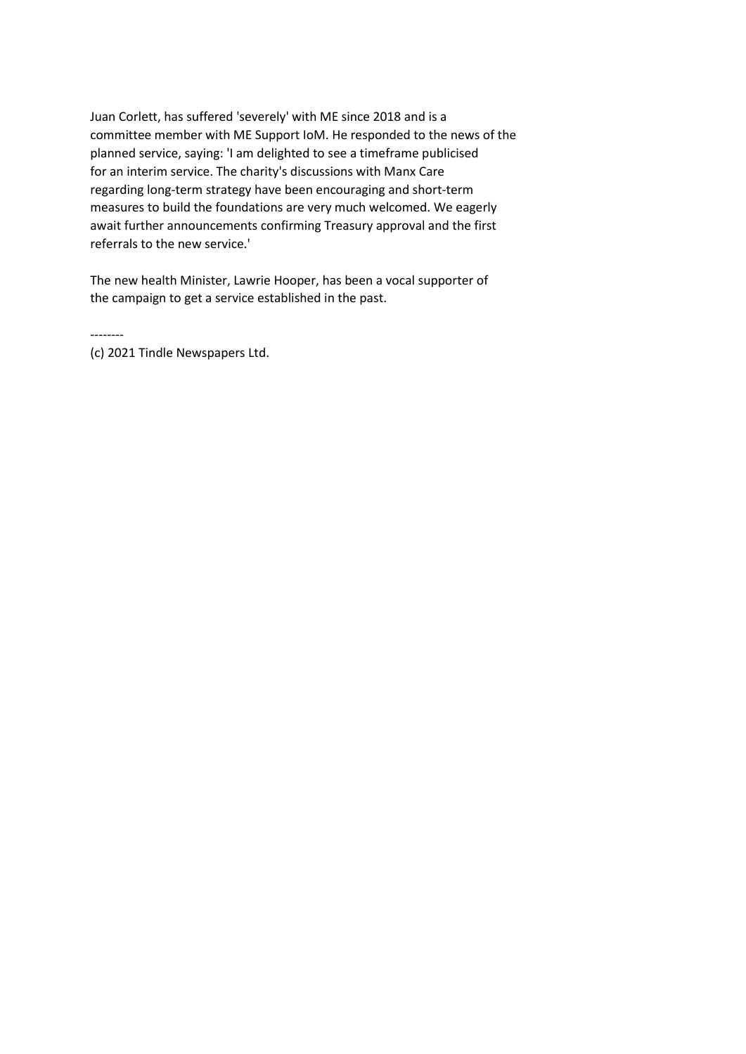Juan Corlett, has suffered 'severely' with ME since 2018 and is a committee member with ME Support IoM. He responded to the news of the planned service, saying: 'I am delighted to see a timeframe publicised for an interim service. The charity's discussions with Manx Care regarding long-term strategy have been encouraging and short-term measures to build the foundations are very much welcomed. We eagerly await further announcements confirming Treasury approval and the first referrals to the new service.'

The new health Minister, Lawrie Hooper, has been a vocal supporter of the campaign to get a service established in the past.

--------

(c) 2021 Tindle Newspapers Ltd.